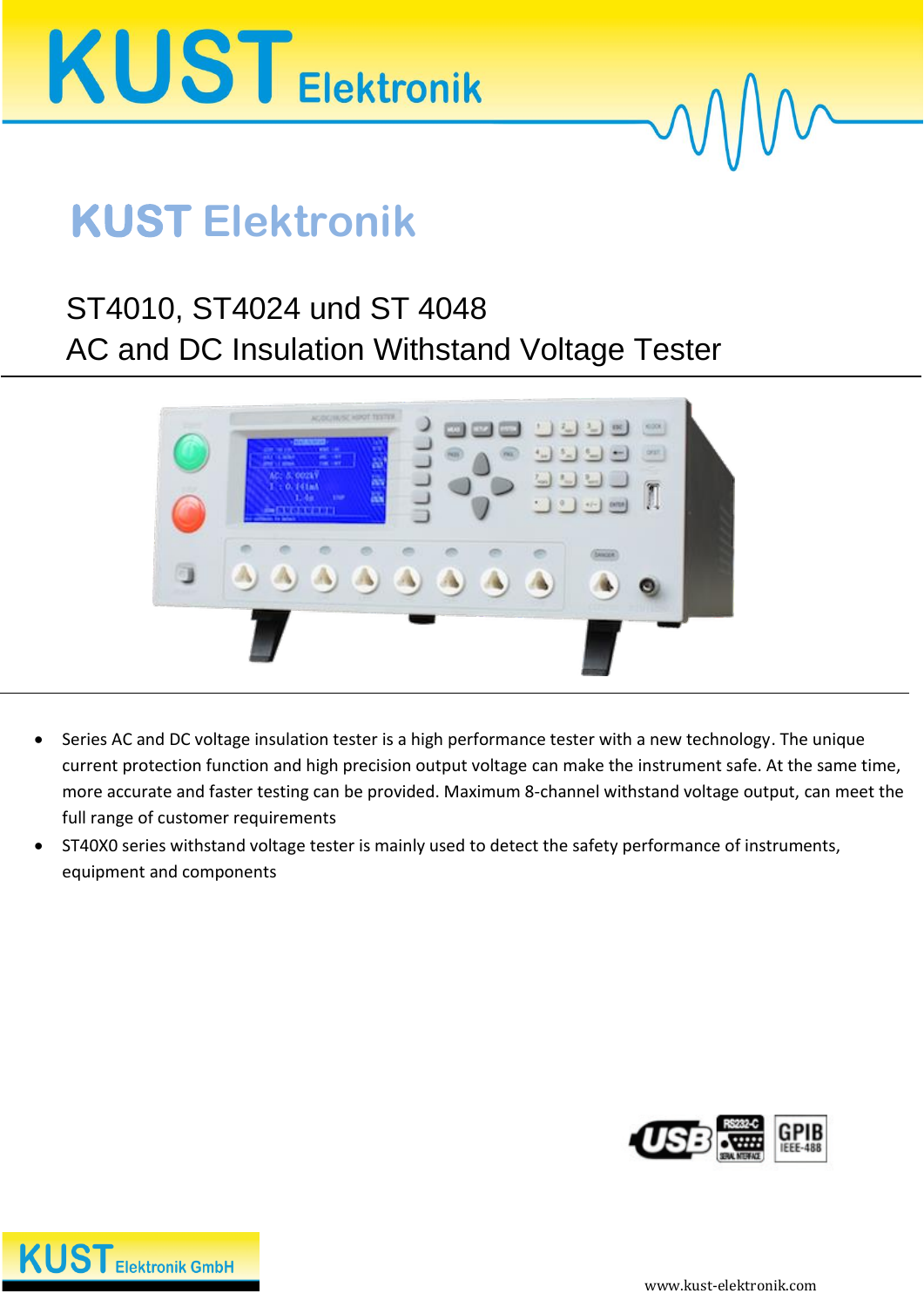# KUST Elektronik

## ST4010, ST4024 und ST 4048
## AC and DC Insulation Withstand Voltage Tester

- Series AC and DC voltage insulation tester is a high performance tester with a new technology. The unique current protection function and high precision output voltage can make the instrument safe. At the same time, more accurate and faster testing can be provided. Maximum 8-channel withstand voltage output, can meet the full range of customer requirements
- ST40X0 series withstand voltage tester is mainly used to detect the safety performance of instruments, equipment and components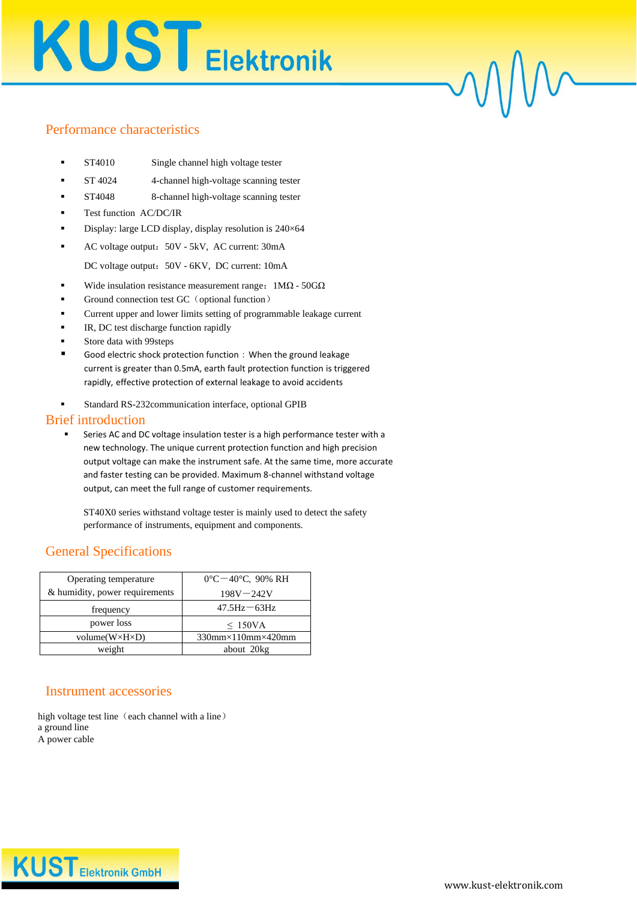## Performance characteristics

- ST4010 Single channel high voltage tester
- ST 4024 4-channel high-voltage scanning tester
- ST4048 8-channel high-voltage scanning tester
- Test function AC/DC/IR
- Display: large LCD display, display resolution is 240×64
- AC voltage output：50V - 5kV, AC current: 30mA

  DC voltage output：50V - 6KV, DC current: 10mA
- Wide insulation resistance measurement range：1MΩ - 50GΩ
- Ground connection test GC（optional function）
- Current upper and lower limits setting of programmable leakage current
- IR, DC test discharge function rapidly
- Store data with 99steps
- Good electric shock protection function：When the ground leakage current is greater than 0.5mA, earth fault protection function is triggered rapidly, effective protection of external leakage to avoid accidents
- Standard RS-232communication interface, optional GPIB

## Brief introduction

- Series AC and DC voltage insulation tester is a high performance tester with a new technology. The unique current protection function and high precision output voltage can make the instrument safe. At the same time, more accurate and faster testing can be provided. Maximum 8-channel withstand voltage output, can meet the full range of customer requirements.

  ST40X0 series withstand voltage tester is mainly used to detect the safety performance of instruments, equipment and components.

## General Specifications

| | |
|---|---|
| Operating temperature & humidity, power requirements | 0°C－40°C, 90% RH<br>198V－242V |
| frequency | 47.5Hz－63Hz |
| power loss | ≤ 150VA |
| volume(W×H×D) | 330mm×110mm×420mm |
| weight | about 20kg |

## Instrument accessories

high voltage test line（each channel with a line）
a ground line
A power cable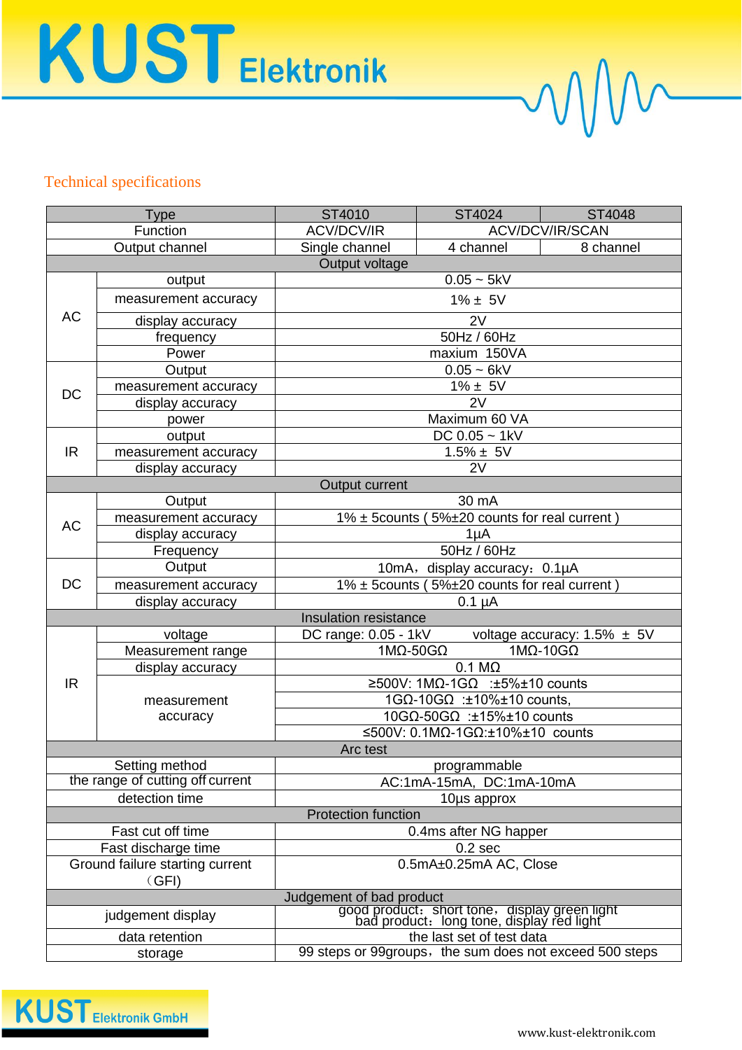## Technical specifications

| Type | | ST4010 | ST4024 | ST4048 |
|---|---|---|---|---|
| Function | | ACV/DCV/IR | ACV/DCV/IR/SCAN | |
| Output channel | | Single channel | 4 channel | 8 channel |
| **Output voltage** | | | | |
| AC | output | 0.05 ~ 5kV | | |
| | measurement accuracy | 1% ± 5V | | |
| | display accuracy | 2V | | |
| | frequency | 50Hz / 60Hz | | |
| | Power | maxium 150VA | | |
| DC | Output | 0.05 ~ 6kV | | |
| | measurement accuracy | 1% ± 5V | | |
| | display accuracy | 2V | | |
| | power | Maximum 60 VA | | |
| IR | output | DC 0.05 ~ 1kV | | |
| | measurement accuracy | 1.5% ± 5V | | |
| | display accuracy | 2V | | |
| **Output current** | | | | |
| AC | Output | 30 mA | | |
| | measurement accuracy | 1% ± 5counts ( 5%±20 counts for real current ) | | |
| | display accuracy | 1μA | | |
| | Frequency | 50Hz / 60Hz | | |
| DC | Output | 10mA，display accuracy：0.1μA | | |
| | measurement accuracy | 1% ± 5counts ( 5%±20 counts for real current ) | | |
| | display accuracy | 0.1 μA | | |
| **Insulation resistance** | | | | |
| IR | voltage | DC range: 0.05 - 1kV | voltage accuracy: 1.5% ± 5V | |
| | Measurement range | 1MΩ-50GΩ | 1MΩ-10GΩ | |
| | display accuracy | 0.1 MΩ | | |
| | measurement accuracy | ≥500V: 1MΩ-1GΩ :±5%±10 counts | | |
| | | 1GΩ-10GΩ :±10%±10 counts, | | |
| | | 10GΩ-50GΩ :±15%±10 counts | | |
| | | ≤500V: 0.1MΩ-1GΩ:±10%±10 counts | | |
| **Arc test** | | | | |
| Setting method | | programmable | | |
| the range of cutting off current | | AC:1mA-15mA, DC:1mA-10mA | | |
| detection time | | 10μs approx | | |
| **Protection function** | | | | |
| Fast cut off time | | 0.4ms after NG happer | | |
| Fast discharge time | | 0.2 sec | | |
| Ground failure starting current （GFI) | | 0.5mA±0.25mA AC, Close | | |
| **Judgement of bad product** | | | | |
| judgement display | | good product：short tone，display green light<br>bad product：long tone, display red light | | |
| data retention | | the last set of test data | | |
| storage | | 99 steps or 99groups，the sum does not exceed 500 steps | | |